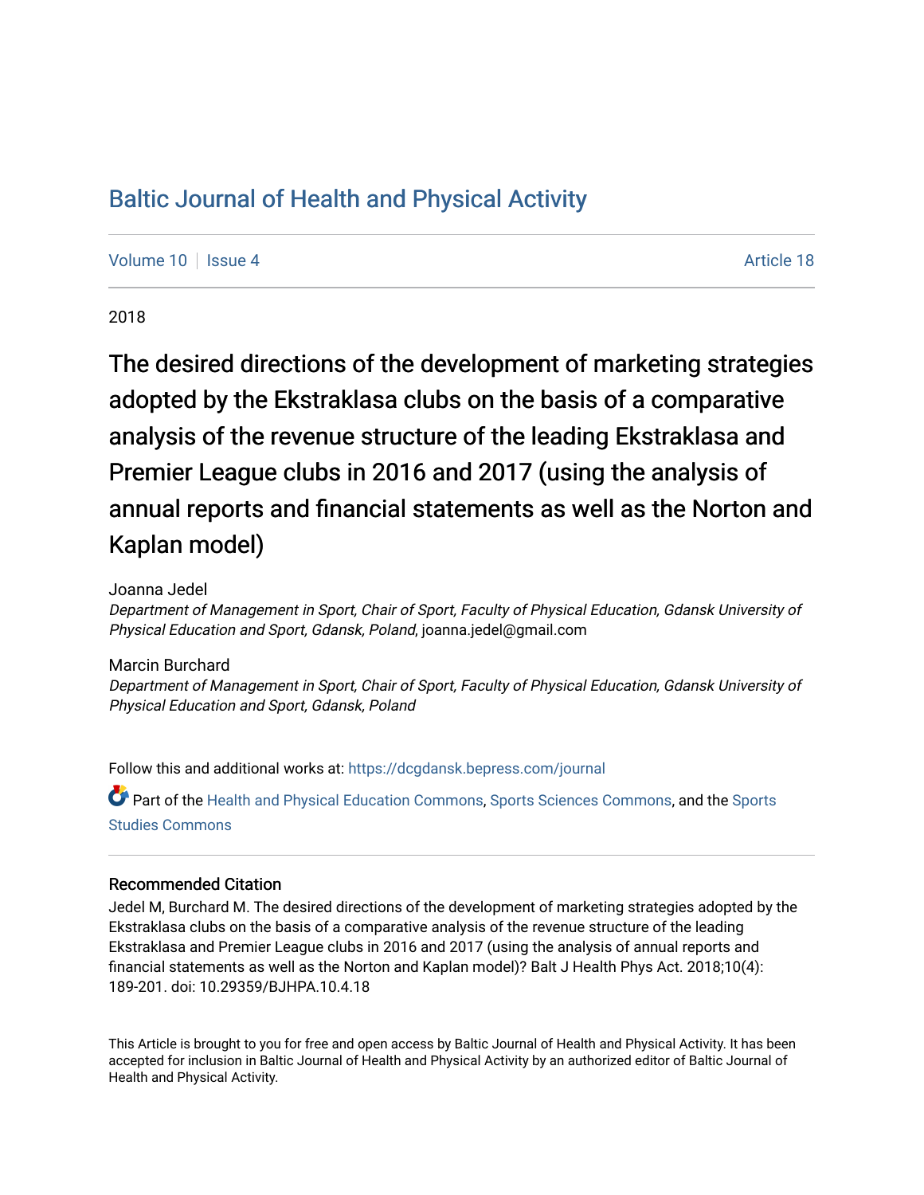# Baltic Journal of Health and Physical Activity

Volume 10 | Issue 4 | Article 18

2018

## The desired directions of the development of marketing strategies adopted by the Ekstraklasa clubs on the basis of a comparative analysis of the revenue structure of the leading Ekstraklasa and Premier League clubs in 2016 and 2017 (using the analysis of annual reports and financial statements as well as the Norton and Kaplan model)

Joanna Jedel
*Department of Management in Sport, Chair of Sport, Faculty of Physical Education, Gdansk University of Physical Education and Sport, Gdansk, Poland*, joanna.jedel@gmail.com

Marcin Burchard
*Department of Management in Sport, Chair of Sport, Faculty of Physical Education, Gdansk University of Physical Education and Sport, Gdansk, Poland*

Follow this and additional works at: https://dcgdansk.bepress.com/journal

Part of the Health and Physical Education Commons, Sports Sciences Commons, and the Sports Studies Commons

### Recommended Citation

Jedel M, Burchard M. The desired directions of the development of marketing strategies adopted by the Ekstraklasa clubs on the basis of a comparative analysis of the revenue structure of the leading Ekstraklasa and Premier League clubs in 2016 and 2017 (using the analysis of annual reports and financial statements as well as the Norton and Kaplan model)? Balt J Health Phys Act. 2018;10(4): 189-201. doi: 10.29359/BJHPA.10.4.18

This Article is brought to you for free and open access by Baltic Journal of Health and Physical Activity. It has been accepted for inclusion in Baltic Journal of Health and Physical Activity by an authorized editor of Baltic Journal of Health and Physical Activity.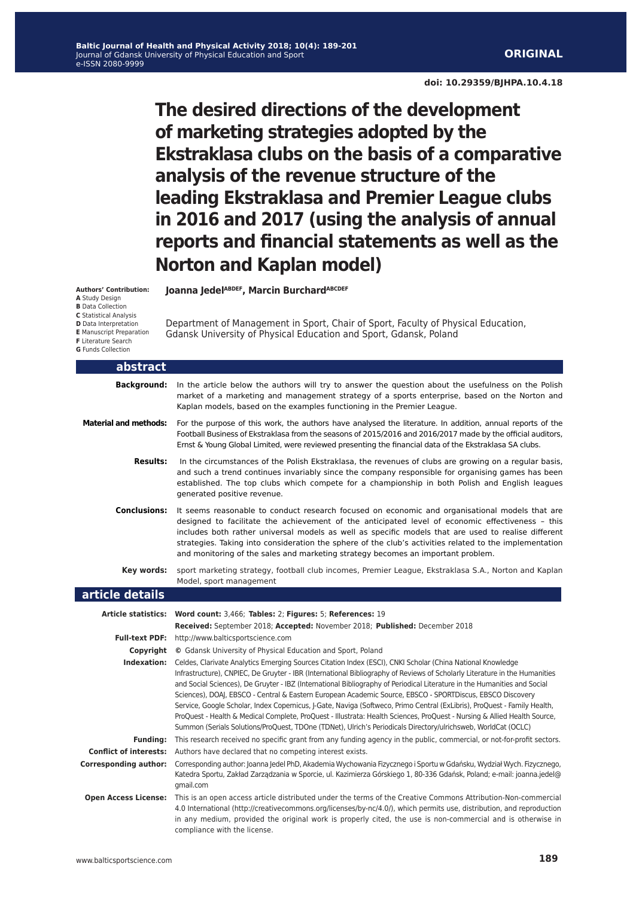**ORIGINAL**

**doi: 10.29359/BJHPA.10.4.18**

# The desired directions of the development of marketing strategies adopted by the Ekstraklasa clubs on the basis of a comparative analysis of the revenue structure of the leading Ekstraklasa and Premier League clubs in 2016 and 2017 (using the analysis of annual reports and financial statements as well as the Norton and Kaplan model)

**Authors' Contribution:**
**A** Study Design
**B** Data Collection
**C** Statistical Analysis
**D** Data Interpretation
**E** Manuscript Preparation
**F** Literature Search
**G** Funds Collection

**Joanna Jedel[ABDEF], Marcin Burchard[ABCDEF]**

Department of Management in Sport, Chair of Sport, Faculty of Physical Education, Gdansk University of Physical Education and Sport, Gdansk, Poland

## abstract

**Background:** In the article below the authors will try to answer the question about the usefulness on the Polish market of a marketing and management strategy of a sports enterprise, based on the Norton and Kaplan models, based on the examples functioning in the Premier League.

**Material and methods:** For the purpose of this work, the authors have analysed the literature. In addition, annual reports of the Football Business of Ekstraklasa from the seasons of 2015/2016 and 2016/2017 made by the official auditors, Ernst & Young Global Limited, were reviewed presenting the financial data of the Ekstraklasa SA clubs.

**Results:** In the circumstances of the Polish Ekstraklasa, the revenues of clubs are growing on a regular basis, and such a trend continues invariably since the company responsible for organising games has been established. The top clubs which compete for a championship in both Polish and English leagues generated positive revenue.

**Conclusions:** It seems reasonable to conduct research focused on economic and organisational models that are designed to facilitate the achievement of the anticipated level of economic effectiveness – this includes both rather universal models as well as specific models that are used to realise different strategies. Taking into consideration the sphere of the club's activities related to the implementation and monitoring of the sales and marketing strategy becomes an important problem.

**Key words:** sport marketing strategy, football club incomes, Premier League, Ekstraklasa S.A., Norton and Kaplan Model, sport management

## article details

**Article statistics:** **Word count:** 3,466; **Tables:** 2; **Figures:** 5; **References:** 19
**Received:** September 2018; **Accepted:** November 2018; **Published:** December 2018

**Full-text PDF:** http://www.balticsportscience.com

**Copyright** © Gdansk University of Physical Education and Sport, Poland

**Indexation:** Celdes, Clarivate Analytics Emerging Sources Citation Index (ESCI), CNKI Scholar (China National Knowledge Infrastructure), CNPIEC, De Gruyter - IBR (International Bibliography of Reviews of Scholarly Literature in the Humanities and Social Sciences), De Gruyter - IBZ (International Bibliography of Periodical Literature in the Humanities and Social Sciences), DOAJ, EBSCO - Central & Eastern European Academic Source, EBSCO - SPORTDiscus, EBSCO Discovery Service, Google Scholar, Index Copernicus, J-Gate, Naviga (Softweco, Primo Central (ExLibris), ProQuest - Family Health, ProQuest - Health & Medical Complete, ProQuest - Illustrata: Health Sciences, ProQuest - Nursing & Allied Health Source, Summon (Serials Solutions/ProQuest, TDOne (TDNet), Ulrich's Periodicals Directory/ulrichsweb, WorldCat (OCLC)

**Funding:** This research received no specific grant from any funding agency in the public, commercial, or not-for-profit sectors.

**Conflict of interests:** Authors have declared that no competing interest exists.

**Corresponding author:** Corresponding author: Joanna Jedel PhD, Akademia Wychowania Fizycznego i Sportu w Gdańsku, Wydział Wych. Fizycznego, Katedra Sportu, Zakład Zarządzania w Sporcie, ul. Kazimierza Górskiego 1, 80-336 Gdańsk, Poland; e-mail: joanna.jedel@gmail.com

**Open Access License:** This is an open access article distributed under the terms of the Creative Commons Attribution-Non-commercial 4.0 International (http://creativecommons.org/licenses/by-nc/4.0/), which permits use, distribution, and reproduction in any medium, provided the original work is properly cited, the use is non-commercial and is otherwise in compliance with the license.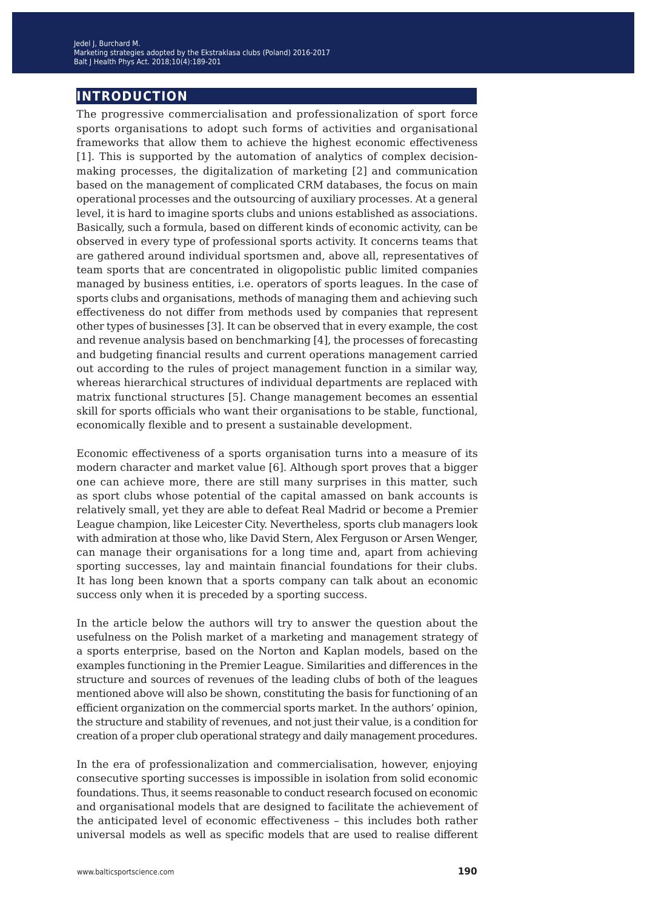## INTRODUCTION

The progressive commercialisation and professionalization of sport force sports organisations to adopt such forms of activities and organisational frameworks that allow them to achieve the highest economic effectiveness [1]. This is supported by the automation of analytics of complex decision-making processes, the digitalization of marketing [2] and communication based on the management of complicated CRM databases, the focus on main operational processes and the outsourcing of auxiliary processes. At a general level, it is hard to imagine sports clubs and unions established as associations. Basically, such a formula, based on different kinds of economic activity, can be observed in every type of professional sports activity. It concerns teams that are gathered around individual sportsmen and, above all, representatives of team sports that are concentrated in oligopolistic public limited companies managed by business entities, i.e. operators of sports leagues. In the case of sports clubs and organisations, methods of managing them and achieving such effectiveness do not differ from methods used by companies that represent other types of businesses [3]. It can be observed that in every example, the cost and revenue analysis based on benchmarking [4], the processes of forecasting and budgeting financial results and current operations management carried out according to the rules of project management function in a similar way, whereas hierarchical structures of individual departments are replaced with matrix functional structures [5]. Change management becomes an essential skill for sports officials who want their organisations to be stable, functional, economically flexible and to present a sustainable development.

Economic effectiveness of a sports organisation turns into a measure of its modern character and market value [6]. Although sport proves that a bigger one can achieve more, there are still many surprises in this matter, such as sport clubs whose potential of the capital amassed on bank accounts is relatively small, yet they are able to defeat Real Madrid or become a Premier League champion, like Leicester City. Nevertheless, sports club managers look with admiration at those who, like David Stern, Alex Ferguson or Arsen Wenger, can manage their organisations for a long time and, apart from achieving sporting successes, lay and maintain financial foundations for their clubs. It has long been known that a sports company can talk about an economic success only when it is preceded by a sporting success.

In the article below the authors will try to answer the question about the usefulness on the Polish market of a marketing and management strategy of a sports enterprise, based on the Norton and Kaplan models, based on the examples functioning in the Premier League. Similarities and differences in the structure and sources of revenues of the leading clubs of both of the leagues mentioned above will also be shown, constituting the basis for functioning of an efficient organization on the commercial sports market. In the authors' opinion, the structure and stability of revenues, and not just their value, is a condition for creation of a proper club operational strategy and daily management procedures.

In the era of professionalization and commercialisation, however, enjoying consecutive sporting successes is impossible in isolation from solid economic foundations. Thus, it seems reasonable to conduct research focused on economic and organisational models that are designed to facilitate the achievement of the anticipated level of economic effectiveness – this includes both rather universal models as well as specific models that are used to realise different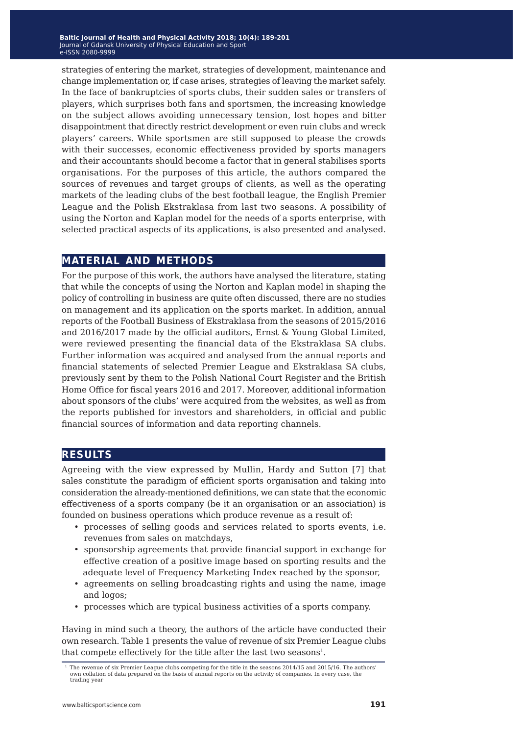strategies of entering the market, strategies of development, maintenance and change implementation or, if case arises, strategies of leaving the market safely. In the face of bankruptcies of sports clubs, their sudden sales or transfers of players, which surprises both fans and sportsmen, the increasing knowledge on the subject allows avoiding unnecessary tension, lost hopes and bitter disappointment that directly restrict development or even ruin clubs and wreck players' careers. While sportsmen are still supposed to please the crowds with their successes, economic effectiveness provided by sports managers and their accountants should become a factor that in general stabilises sports organisations. For the purposes of this article, the authors compared the sources of revenues and target groups of clients, as well as the operating markets of the leading clubs of the best football league, the English Premier League and the Polish Ekstraklasa from last two seasons. A possibility of using the Norton and Kaplan model for the needs of a sports enterprise, with selected practical aspects of its applications, is also presented and analysed.

## MATERIAL AND METHODS

For the purpose of this work, the authors have analysed the literature, stating that while the concepts of using the Norton and Kaplan model in shaping the policy of controlling in business are quite often discussed, there are no studies on management and its application on the sports market. In addition, annual reports of the Football Business of Ekstraklasa from the seasons of 2015/2016 and 2016/2017 made by the official auditors, Ernst & Young Global Limited, were reviewed presenting the financial data of the Ekstraklasa SA clubs. Further information was acquired and analysed from the annual reports and financial statements of selected Premier League and Ekstraklasa SA clubs, previously sent by them to the Polish National Court Register and the British Home Office for fiscal years 2016 and 2017. Moreover, additional information about sponsors of the clubs' were acquired from the websites, as well as from the reports published for investors and shareholders, in official and public financial sources of information and data reporting channels.

## RESULTS

Agreeing with the view expressed by Mullin, Hardy and Sutton [7] that sales constitute the paradigm of efficient sports organisation and taking into consideration the already-mentioned definitions, we can state that the economic effectiveness of a sports company (be it an organisation or an association) is founded on business operations which produce revenue as a result of:

- processes of selling goods and services related to sports events, i.e. revenues from sales on matchdays,
- sponsorship agreements that provide financial support in exchange for effective creation of a positive image based on sporting results and the adequate level of Frequency Marketing Index reached by the sponsor,
- agreements on selling broadcasting rights and using the name, image and logos;
- processes which are typical business activities of a sports company.

Having in mind such a theory, the authors of the article have conducted their own research. Table 1 presents the value of revenue of six Premier League clubs that compete effectively for the title after the last two seasons[1].

[1] The revenue of six Premier League clubs competing for the title in the seasons 2014/15 and 2015/16. The authors' own collation of data prepared on the basis of annual reports on the activity of companies. In every case, the trading year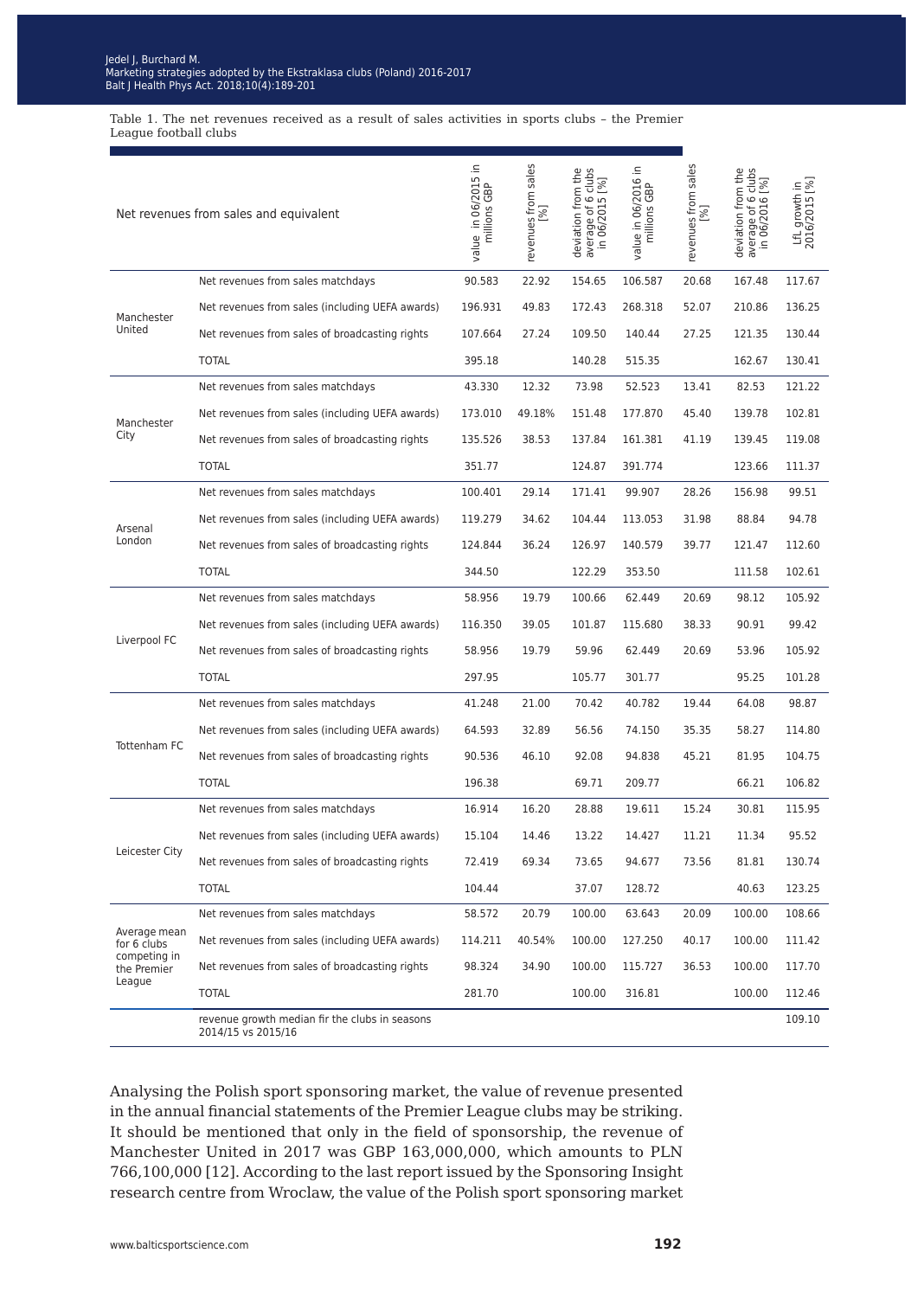Table 1. The net revenues received as a result of sales activities in sports clubs – the Premier League football clubs

| Net revenues from sales and equivalent | | value in 06/2015 in millions GBP | revenues from sales [%] | deviation from the average of 6 clubs in 06/2015 [%] | value in 06/2016 in millions GBP | revenues from sales [%] | deviation from the average of 6 clubs in 06/2016 [%] | LfL growth in 2016/2015 [%] |
|---|---|---|---|---|---|---|---|---|
| Manchester United | Net revenues from sales matchdays | 90.583 | 22.92 | 154.65 | 106.587 | 20.68 | 167.48 | 117.67 |
| | Net revenues from sales (including UEFA awards) | 196.931 | 49.83 | 172.43 | 268.318 | 52.07 | 210.86 | 136.25 |
| | Net revenues from sales of broadcasting rights | 107.664 | 27.24 | 109.50 | 140.44 | 27.25 | 121.35 | 130.44 |
| | TOTAL | 395.18 | | 140.28 | 515.35 | | 162.67 | 130.41 |
| Manchester City | Net revenues from sales matchdays | 43.330 | 12.32 | 73.98 | 52.523 | 13.41 | 82.53 | 121.22 |
| | Net revenues from sales (including UEFA awards) | 173.010 | 49.18% | 151.48 | 177.870 | 45.40 | 139.78 | 102.81 |
| | Net revenues from sales of broadcasting rights | 135.526 | 38.53 | 137.84 | 161.381 | 41.19 | 139.45 | 119.08 |
| | TOTAL | 351.77 | | 124.87 | 391.774 | | 123.66 | 111.37 |
| Arsenal London | Net revenues from sales matchdays | 100.401 | 29.14 | 171.41 | 99.907 | 28.26 | 156.98 | 99.51 |
| | Net revenues from sales (including UEFA awards) | 119.279 | 34.62 | 104.44 | 113.053 | 31.98 | 88.84 | 94.78 |
| | Net revenues from sales of broadcasting rights | 124.844 | 36.24 | 126.97 | 140.579 | 39.77 | 121.47 | 112.60 |
| | TOTAL | 344.50 | | 122.29 | 353.50 | | 111.58 | 102.61 |
| Liverpool FC | Net revenues from sales matchdays | 58.956 | 19.79 | 100.66 | 62.449 | 20.69 | 98.12 | 105.92 |
| | Net revenues from sales (including UEFA awards) | 116.350 | 39.05 | 101.87 | 115.680 | 38.33 | 90.91 | 99.42 |
| | Net revenues from sales of broadcasting rights | 58.956 | 19.79 | 59.96 | 62.449 | 20.69 | 53.96 | 105.92 |
| | TOTAL | 297.95 | | 105.77 | 301.77 | | 95.25 | 101.28 |
| Tottenham FC | Net revenues from sales matchdays | 41.248 | 21.00 | 70.42 | 40.782 | 19.44 | 64.08 | 98.87 |
| | Net revenues from sales (including UEFA awards) | 64.593 | 32.89 | 56.56 | 74.150 | 35.35 | 58.27 | 114.80 |
| | Net revenues from sales of broadcasting rights | 90.536 | 46.10 | 92.08 | 94.838 | 45.21 | 81.95 | 104.75 |
| | TOTAL | 196.38 | | 69.71 | 209.77 | | 66.21 | 106.82 |
| Leicester City | Net revenues from sales matchdays | 16.914 | 16.20 | 28.88 | 19.611 | 15.24 | 30.81 | 115.95 |
| | Net revenues from sales (including UEFA awards) | 15.104 | 14.46 | 13.22 | 14.427 | 11.21 | 11.34 | 95.52 |
| | Net revenues from sales of broadcasting rights | 72.419 | 69.34 | 73.65 | 94.677 | 73.56 | 81.81 | 130.74 |
| | TOTAL | 104.44 | | 37.07 | 128.72 | | 40.63 | 123.25 |
| Average mean for 6 clubs competing in the Premier League | Net revenues from sales matchdays | 58.572 | 20.79 | 100.00 | 63.643 | 20.09 | 100.00 | 108.66 |
| | Net revenues from sales (including UEFA awards) | 114.211 | 40.54% | 100.00 | 127.250 | 40.17 | 100.00 | 111.42 |
| | Net revenues from sales of broadcasting rights | 98.324 | 34.90 | 100.00 | 115.727 | 36.53 | 100.00 | 117.70 |
| | TOTAL | 281.70 | | 100.00 | 316.81 | | 100.00 | 112.46 |
| | revenue growth median fir the clubs in seasons 2014/15 vs 2015/16 | | | | | | | 109.10 |

Analysing the Polish sport sponsoring market, the value of revenue presented in the annual financial statements of the Premier League clubs may be striking. It should be mentioned that only in the field of sponsorship, the revenue of Manchester United in 2017 was GBP 163,000,000, which amounts to PLN 766,100,000 [12]. According to the last report issued by the Sponsoring Insight research centre from Wroclaw, the value of the Polish sport sponsoring market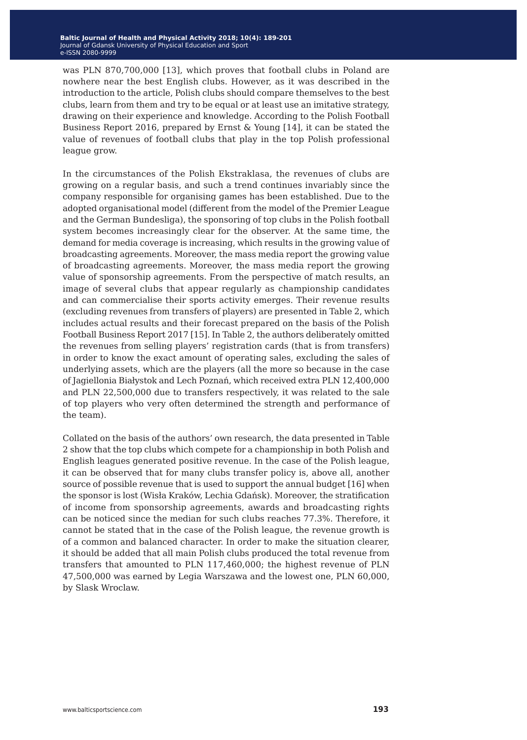was PLN 870,700,000 [13], which proves that football clubs in Poland are nowhere near the best English clubs. However, as it was described in the introduction to the article, Polish clubs should compare themselves to the best clubs, learn from them and try to be equal or at least use an imitative strategy, drawing on their experience and knowledge. According to the Polish Football Business Report 2016, prepared by Ernst & Young [14], it can be stated the value of revenues of football clubs that play in the top Polish professional league grow.

In the circumstances of the Polish Ekstraklasa, the revenues of clubs are growing on a regular basis, and such a trend continues invariably since the company responsible for organising games has been established. Due to the adopted organisational model (different from the model of the Premier League and the German Bundesliga), the sponsoring of top clubs in the Polish football system becomes increasingly clear for the observer. At the same time, the demand for media coverage is increasing, which results in the growing value of broadcasting agreements. Moreover, the mass media report the growing value of broadcasting agreements. Moreover, the mass media report the growing value of sponsorship agreements. From the perspective of match results, an image of several clubs that appear regularly as championship candidates and can commercialise their sports activity emerges. Their revenue results (excluding revenues from transfers of players) are presented in Table 2, which includes actual results and their forecast prepared on the basis of the Polish Football Business Report 2017 [15]. In Table 2, the authors deliberately omitted the revenues from selling players' registration cards (that is from transfers) in order to know the exact amount of operating sales, excluding the sales of underlying assets, which are the players (all the more so because in the case of Jagiellonia Białystok and Lech Poznań, which received extra PLN 12,400,000 and PLN 22,500,000 due to transfers respectively, it was related to the sale of top players who very often determined the strength and performance of the team).

Collated on the basis of the authors' own research, the data presented in Table 2 show that the top clubs which compete for a championship in both Polish and English leagues generated positive revenue. In the case of the Polish league, it can be observed that for many clubs transfer policy is, above all, another source of possible revenue that is used to support the annual budget [16] when the sponsor is lost (Wisła Kraków, Lechia Gdańsk). Moreover, the stratification of income from sponsorship agreements, awards and broadcasting rights can be noticed since the median for such clubs reaches 77.3%. Therefore, it cannot be stated that in the case of the Polish league, the revenue growth is of a common and balanced character. In order to make the situation clearer, it should be added that all main Polish clubs produced the total revenue from transfers that amounted to PLN 117,460,000; the highest revenue of PLN 47,500,000 was earned by Legia Warszawa and the lowest one, PLN 60,000, by Slask Wroclaw.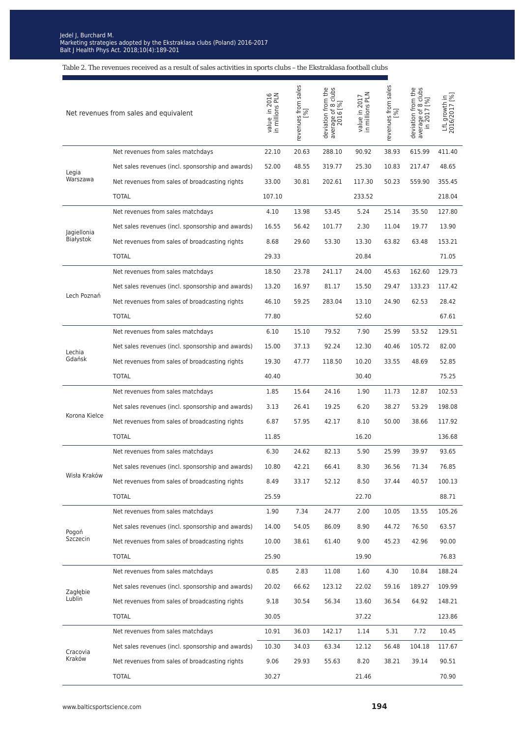Table 2. The revenues received as a result of sales activities in sports clubs – the Ekstraklasa football clubs

| Net revenues from sales and equivalent | | value in 2016 in millions PLN | revenues from sales [%] | deviation from the average of 8 clubs 2016 [%] | value in 2017 in millions PLN | revenues from sales [%] | deviation from the average of 8 clubs in 2017 [%] | LfL growth in 2016/2017 [%] |
|---|---|---|---|---|---|---|---|---|
| Legia Warszawa | Net revenues from sales matchdays | 22.10 | 20.63 | 288.10 | 90.92 | 38.93 | 615.99 | 411.40 |
| | Net sales revenues (incl. sponsorship and awards) | 52.00 | 48.55 | 319.77 | 25.30 | 10.83 | 217.47 | 48.65 |
| | Net revenues from sales of broadcasting rights | 33.00 | 30.81 | 202.61 | 117.30 | 50.23 | 559.90 | 355.45 |
| | TOTAL | 107.10 | | | 233.52 | | | 218.04 |
| Jagiellonia Białystok | Net revenues from sales matchdays | 4.10 | 13.98 | 53.45 | 5.24 | 25.14 | 35.50 | 127.80 |
| | Net sales revenues (incl. sponsorship and awards) | 16.55 | 56.42 | 101.77 | 2.30 | 11.04 | 19.77 | 13.90 |
| | Net revenues from sales of broadcasting rights | 8.68 | 29.60 | 53.30 | 13.30 | 63.82 | 63.48 | 153.21 |
| | TOTAL | 29.33 | | | 20.84 | | | 71.05 |
| Lech Poznań | Net revenues from sales matchdays | 18.50 | 23.78 | 241.17 | 24.00 | 45.63 | 162.60 | 129.73 |
| | Net sales revenues (incl. sponsorship and awards) | 13.20 | 16.97 | 81.17 | 15.50 | 29.47 | 133.23 | 117.42 |
| | Net revenues from sales of broadcasting rights | 46.10 | 59.25 | 283.04 | 13.10 | 24.90 | 62.53 | 28.42 |
| | TOTAL | 77.80 | | | 52.60 | | | 67.61 |
| Lechia Gdańsk | Net revenues from sales matchdays | 6.10 | 15.10 | 79.52 | 7.90 | 25.99 | 53.52 | 129.51 |
| | Net sales revenues (incl. sponsorship and awards) | 15.00 | 37.13 | 92.24 | 12.30 | 40.46 | 105.72 | 82.00 |
| | Net revenues from sales of broadcasting rights | 19.30 | 47.77 | 118.50 | 10.20 | 33.55 | 48.69 | 52.85 |
| | TOTAL | 40.40 | | | 30.40 | | | 75.25 |
| Korona Kielce | Net revenues from sales matchdays | 1.85 | 15.64 | 24.16 | 1.90 | 11.73 | 12.87 | 102.53 |
| | Net sales revenues (incl. sponsorship and awards) | 3.13 | 26.41 | 19.25 | 6.20 | 38.27 | 53.29 | 198.08 |
| | Net revenues from sales of broadcasting rights | 6.87 | 57.95 | 42.17 | 8.10 | 50.00 | 38.66 | 117.92 |
| | TOTAL | 11.85 | | | 16.20 | | | 136.68 |
| Wisła Kraków | Net revenues from sales matchdays | 6.30 | 24.62 | 82.13 | 5.90 | 25.99 | 39.97 | 93.65 |
| | Net sales revenues (incl. sponsorship and awards) | 10.80 | 42.21 | 66.41 | 8.30 | 36.56 | 71.34 | 76.85 |
| | Net revenues from sales of broadcasting rights | 8.49 | 33.17 | 52.12 | 8.50 | 37.44 | 40.57 | 100.13 |
| | TOTAL | 25.59 | | | 22.70 | | | 88.71 |
| Pogoń Szczecin | Net revenues from sales matchdays | 1.90 | 7.34 | 24.77 | 2.00 | 10.05 | 13.55 | 105.26 |
| | Net sales revenues (incl. sponsorship and awards) | 14.00 | 54.05 | 86.09 | 8.90 | 44.72 | 76.50 | 63.57 |
| | Net revenues from sales of broadcasting rights | 10.00 | 38.61 | 61.40 | 9.00 | 45.23 | 42.96 | 90.00 |
| | TOTAL | 25.90 | | | 19.90 | | | 76.83 |
| Zagłębie Lublin | Net revenues from sales matchdays | 0.85 | 2.83 | 11.08 | 1.60 | 4.30 | 10.84 | 188.24 |
| | Net sales revenues (incl. sponsorship and awards) | 20.02 | 66.62 | 123.12 | 22.02 | 59.16 | 189.27 | 109.99 |
| | Net revenues from sales of broadcasting rights | 9.18 | 30.54 | 56.34 | 13.60 | 36.54 | 64.92 | 148.21 |
| | TOTAL | 30.05 | | | 37.22 | | | 123.86 |
| Cracovia Kraków | Net revenues from sales matchdays | 10.91 | 36.03 | 142.17 | 1.14 | 5.31 | 7.72 | 10.45 |
| | Net sales revenues (incl. sponsorship and awards) | 10.30 | 34.03 | 63.34 | 12.12 | 56.48 | 104.18 | 117.67 |
| | Net revenues from sales of broadcasting rights | 9.06 | 29.93 | 55.63 | 8.20 | 38.21 | 39.14 | 90.51 |
| | TOTAL | 30.27 | | | 21.46 | | | 70.90 |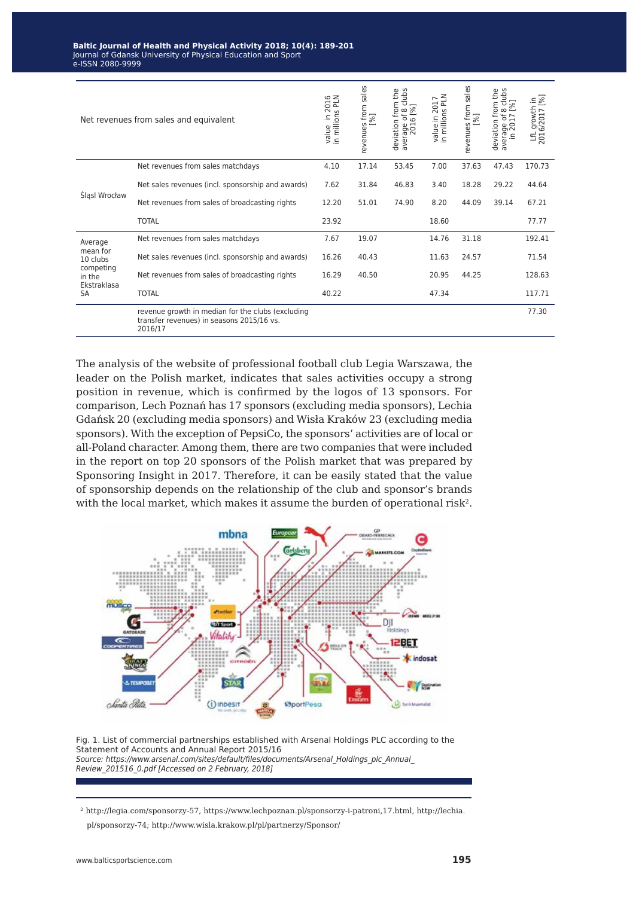| Net revenues from sales and equivalent | | value in 2016 in millions PLN | revenues from sales [%] | deviation from the average of 8 clubs 2016 [%] | value in 2017 in millions PLN | revenues from sales [%] | deviation from the average of 8 clubs in 2017 [%] | LfL growth in 2016/2017 [%] |
|---|---|---|---|---|---|---|---|---|
| Śląsl Wrocław | Net revenues from sales matchdays | 4.10 | 17.14 | 53.45 | 7.00 | 37.63 | 47.43 | 170.73 |
| | Net sales revenues (incl. sponsorship and awards) | 7.62 | 31.84 | 46.83 | 3.40 | 18.28 | 29.22 | 44.64 |
| | Net revenues from sales of broadcasting rights | 12.20 | 51.01 | 74.90 | 8.20 | 44.09 | 39.14 | 67.21 |
| | TOTAL | 23.92 | | | 18.60 | | | 77.77 |
| Average mean for 10 clubs competing in the Ekstraklasa SA | Net revenues from sales matchdays | 7.67 | 19.07 | | 14.76 | 31.18 | | 192.41 |
| | Net sales revenues (incl. sponsorship and awards) | 16.26 | 40.43 | | 11.63 | 24.57 | | 71.54 |
| | Net revenues from sales of broadcasting rights | 16.29 | 40.50 | | 20.95 | 44.25 | | 128.63 |
| | TOTAL | 40.22 | | | 47.34 | | | 117.71 |
| | revenue growth in median for the clubs (excluding transfer revenues) in seasons 2015/16 vs. 2016/17 | | | | | | | 77.30 |

The analysis of the website of professional football club Legia Warszawa, the leader on the Polish market, indicates that sales activities occupy a strong position in revenue, which is confirmed by the logos of 13 sponsors. For comparison, Lech Poznań has 17 sponsors (excluding media sponsors), Lechia Gdańsk 20 (excluding media sponsors) and Wisła Kraków 23 (excluding media sponsors). With the exception of PepsiCo, the sponsors' activities are of local or all-Poland character. Among them, there are two companies that were included in the report on top 20 sponsors of the Polish market that was prepared by Sponsoring Insight in 2017. Therefore, it can be easily stated that the value of sponsorship depends on the relationship of the club and sponsor's brands with the local market, which makes it assume the burden of operational risk[2].

Fig. 1. List of commercial partnerships established with Arsenal Holdings PLC according to the Statement of Accounts and Annual Report 2015/16
*Source: https://www.arsenal.com/sites/default/files/documents/Arsenal_Holdings_plc_Annual_Review_201516_0.pdf [Accessed on 2 February, 2018]*

[2] http://legia.com/sponsorzy-57, https://www.lechpoznan.pl/sponsorzy-i-patroni,17.html, http://lechia.pl/sponsorzy-74; http://www.wisla.krakow.pl/pl/partnerzy/Sponsor/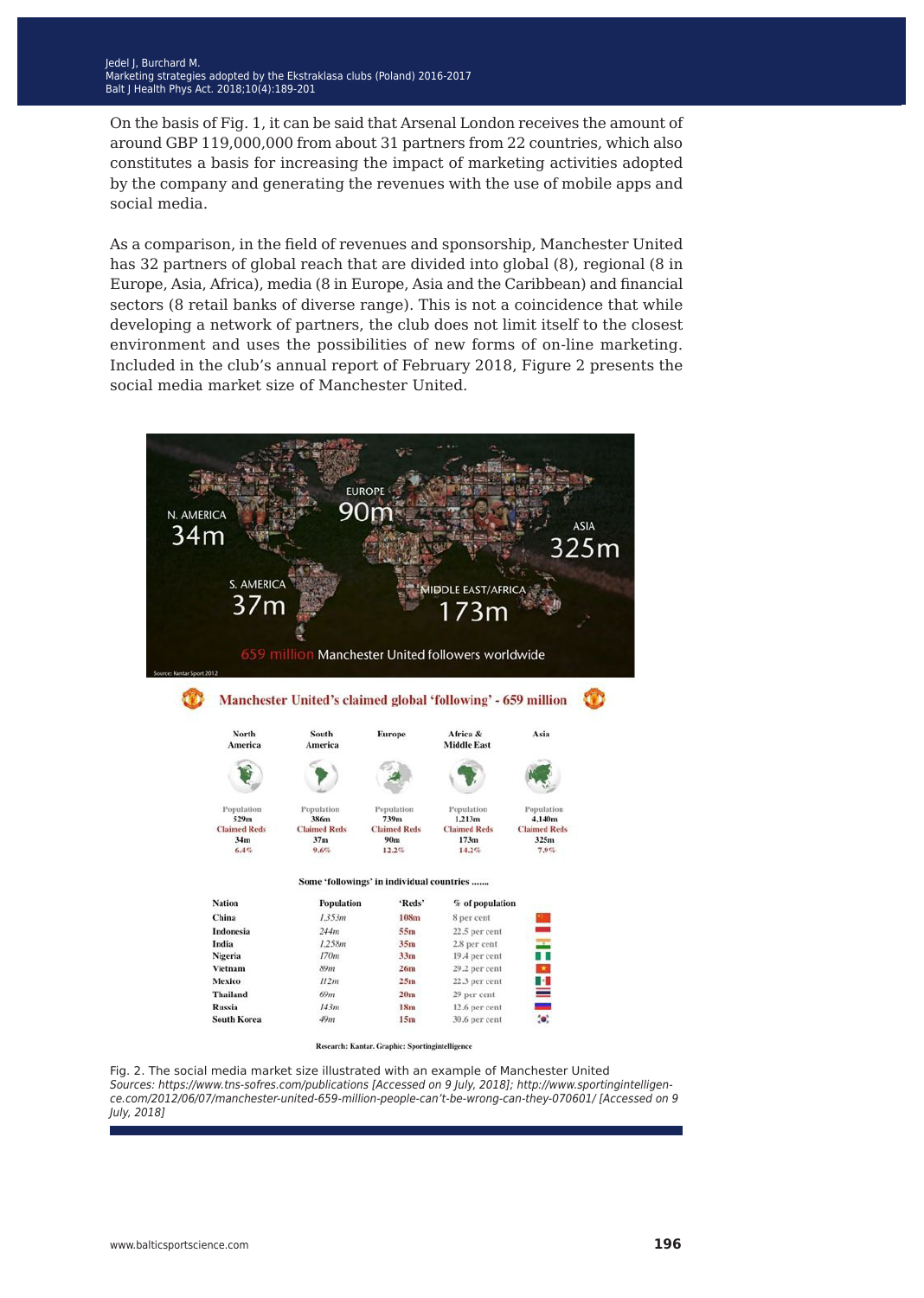On the basis of Fig. 1, it can be said that Arsenal London receives the amount of around GBP 119,000,000 from about 31 partners from 22 countries, which also constitutes a basis for increasing the impact of marketing activities adopted by the company and generating the revenues with the use of mobile apps and social media.

As a comparison, in the field of revenues and sponsorship, Manchester United has 32 partners of global reach that are divided into global (8), regional (8 in Europe, Asia, Africa), media (8 in Europe, Asia and the Caribbean) and financial sectors (8 retail banks of diverse range). This is not a coincidence that while developing a network of partners, the club does not limit itself to the closest environment and uses the possibilities of new forms of on-line marketing. Included in the club's annual report of February 2018, Figure 2 presents the social media market size of Manchester United.

Fig. 2. The social media market size illustrated with an example of Manchester United
*Sources: https://www.tns-sofres.com/publications [Accessed on 9 July, 2018]; http://www.sportingintelligence.com/2012/06/07/manchester-united-659-million-people-can't-be-wrong-can-they-070601/ [Accessed on 9 July, 2018]*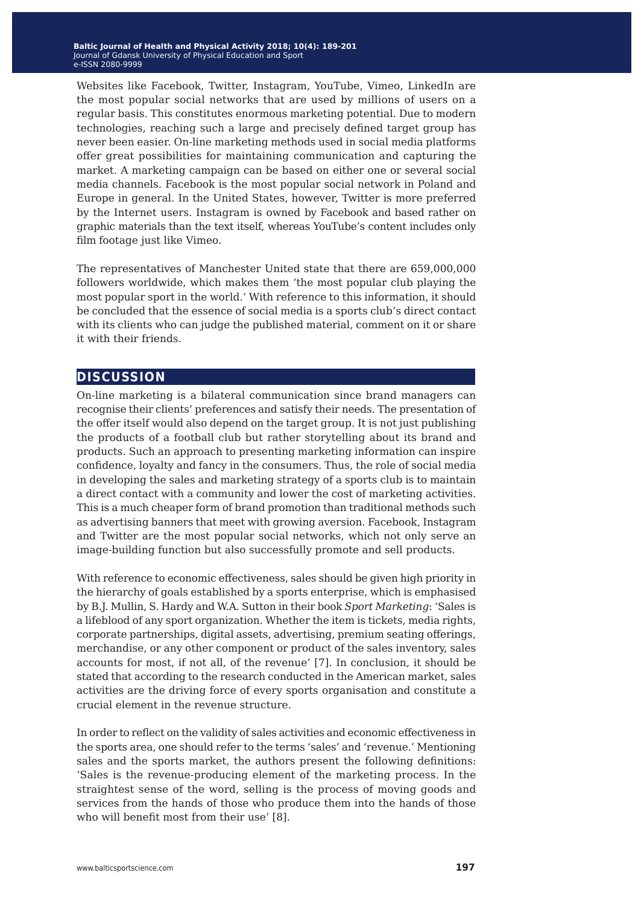Websites like Facebook, Twitter, Instagram, YouTube, Vimeo, LinkedIn are the most popular social networks that are used by millions of users on a regular basis. This constitutes enormous marketing potential. Due to modern technologies, reaching such a large and precisely defined target group has never been easier. On-line marketing methods used in social media platforms offer great possibilities for maintaining communication and capturing the market. A marketing campaign can be based on either one or several social media channels. Facebook is the most popular social network in Poland and Europe in general. In the United States, however, Twitter is more preferred by the Internet users. Instagram is owned by Facebook and based rather on graphic materials than the text itself, whereas YouTube's content includes only film footage just like Vimeo.

The representatives of Manchester United state that there are 659,000,000 followers worldwide, which makes them 'the most popular club playing the most popular sport in the world.' With reference to this information, it should be concluded that the essence of social media is a sports club's direct contact with its clients who can judge the published material, comment on it or share it with their friends.

## DISCUSSION

On-line marketing is a bilateral communication since brand managers can recognise their clients' preferences and satisfy their needs. The presentation of the offer itself would also depend on the target group. It is not just publishing the products of a football club but rather storytelling about its brand and products. Such an approach to presenting marketing information can inspire confidence, loyalty and fancy in the consumers. Thus, the role of social media in developing the sales and marketing strategy of a sports club is to maintain a direct contact with a community and lower the cost of marketing activities. This is a much cheaper form of brand promotion than traditional methods such as advertising banners that meet with growing aversion. Facebook, Instagram and Twitter are the most popular social networks, which not only serve an image-building function but also successfully promote and sell products.

With reference to economic effectiveness, sales should be given high priority in the hierarchy of goals established by a sports enterprise, which is emphasised by B.J. Mullin, S. Hardy and W.A. Sutton in their book *Sport Marketing*: 'Sales is a lifeblood of any sport organization. Whether the item is tickets, media rights, corporate partnerships, digital assets, advertising, premium seating offerings, merchandise, or any other component or product of the sales inventory, sales accounts for most, if not all, of the revenue' [7]. In conclusion, it should be stated that according to the research conducted in the American market, sales activities are the driving force of every sports organisation and constitute a crucial element in the revenue structure.

In order to reflect on the validity of sales activities and economic effectiveness in the sports area, one should refer to the terms 'sales' and 'revenue.' Mentioning sales and the sports market, the authors present the following definitions: 'Sales is the revenue-producing element of the marketing process. In the straightest sense of the word, selling is the process of moving goods and services from the hands of those who produce them into the hands of those who will benefit most from their use' [8].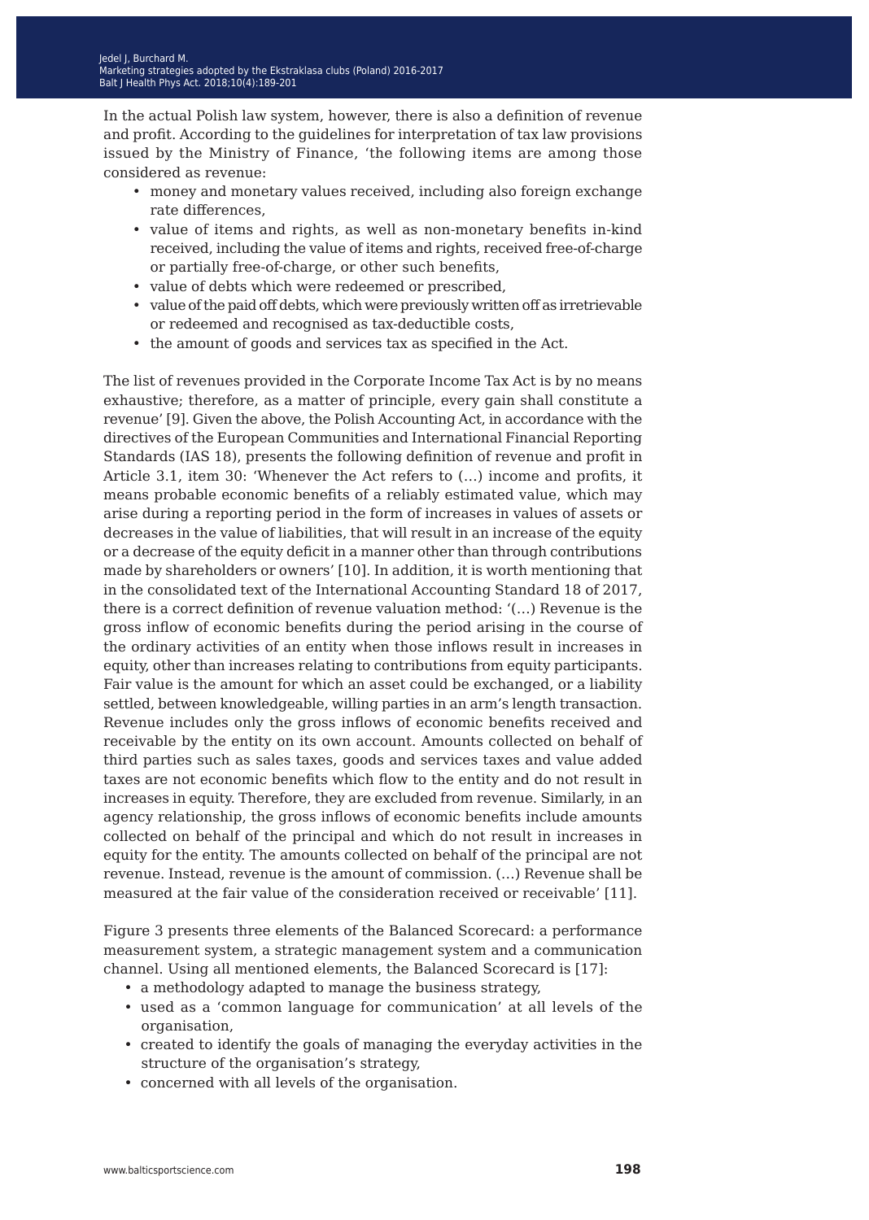In the actual Polish law system, however, there is also a definition of revenue and profit. According to the guidelines for interpretation of tax law provisions issued by the Ministry of Finance, 'the following items are among those considered as revenue:

- money and monetary values received, including also foreign exchange rate differences,
- value of items and rights, as well as non-monetary benefits in-kind received, including the value of items and rights, received free-of-charge or partially free-of-charge, or other such benefits,
- value of debts which were redeemed or prescribed,
- value of the paid off debts, which were previously written off as irretrievable or redeemed and recognised as tax-deductible costs,
- the amount of goods and services tax as specified in the Act.

The list of revenues provided in the Corporate Income Tax Act is by no means exhaustive; therefore, as a matter of principle, every gain shall constitute a revenue' [9]. Given the above, the Polish Accounting Act, in accordance with the directives of the European Communities and International Financial Reporting Standards (IAS 18), presents the following definition of revenue and profit in Article 3.1, item 30: 'Whenever the Act refers to (...) income and profits, it means probable economic benefits of a reliably estimated value, which may arise during a reporting period in the form of increases in values of assets or decreases in the value of liabilities, that will result in an increase of the equity or a decrease of the equity deficit in a manner other than through contributions made by shareholders or owners' [10]. In addition, it is worth mentioning that in the consolidated text of the International Accounting Standard 18 of 2017, there is a correct definition of revenue valuation method: '(...) Revenue is the gross inflow of economic benefits during the period arising in the course of the ordinary activities of an entity when those inflows result in increases in equity, other than increases relating to contributions from equity participants. Fair value is the amount for which an asset could be exchanged, or a liability settled, between knowledgeable, willing parties in an arm's length transaction. Revenue includes only the gross inflows of economic benefits received and receivable by the entity on its own account. Amounts collected on behalf of third parties such as sales taxes, goods and services taxes and value added taxes are not economic benefits which flow to the entity and do not result in increases in equity. Therefore, they are excluded from revenue. Similarly, in an agency relationship, the gross inflows of economic benefits include amounts collected on behalf of the principal and which do not result in increases in equity for the entity. The amounts collected on behalf of the principal are not revenue. Instead, revenue is the amount of commission. (...) Revenue shall be measured at the fair value of the consideration received or receivable' [11].

Figure 3 presents three elements of the Balanced Scorecard: a performance measurement system, a strategic management system and a communication channel. Using all mentioned elements, the Balanced Scorecard is [17]:

- a methodology adapted to manage the business strategy,
- used as a 'common language for communication' at all levels of the organisation,
- created to identify the goals of managing the everyday activities in the structure of the organisation's strategy,
- concerned with all levels of the organisation.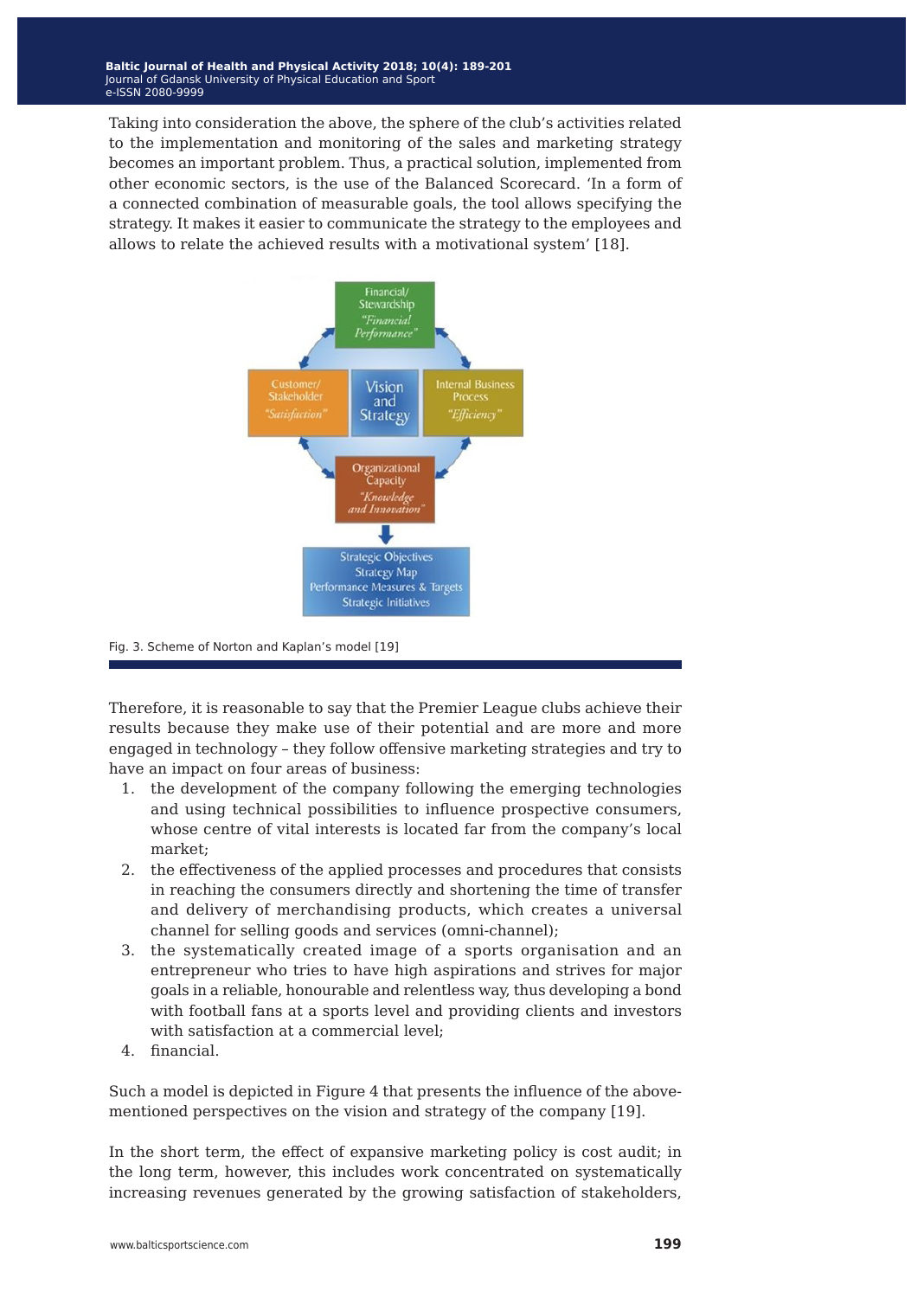Taking into consideration the above, the sphere of the club's activities related to the implementation and monitoring of the sales and marketing strategy becomes an important problem. Thus, a practical solution, implemented from other economic sectors, is the use of the Balanced Scorecard. 'In a form of a connected combination of measurable goals, the tool allows specifying the strategy. It makes it easier to communicate the strategy to the employees and allows to relate the achieved results with a motivational system' [18].

Fig. 3. Scheme of Norton and Kaplan's model [19]

Therefore, it is reasonable to say that the Premier League clubs achieve their results because they make use of their potential and are more and more engaged in technology – they follow offensive marketing strategies and try to have an impact on four areas of business:

1. the development of the company following the emerging technologies and using technical possibilities to influence prospective consumers, whose centre of vital interests is located far from the company's local market;
2. the effectiveness of the applied processes and procedures that consists in reaching the consumers directly and shortening the time of transfer and delivery of merchandising products, which creates a universal channel for selling goods and services (omni-channel);
3. the systematically created image of a sports organisation and an entrepreneur who tries to have high aspirations and strives for major goals in a reliable, honourable and relentless way, thus developing a bond with football fans at a sports level and providing clients and investors with satisfaction at a commercial level;
4. financial.

Such a model is depicted in Figure 4 that presents the influence of the above-mentioned perspectives on the vision and strategy of the company [19].

In the short term, the effect of expansive marketing policy is cost audit; in the long term, however, this includes work concentrated on systematically increasing revenues generated by the growing satisfaction of stakeholders,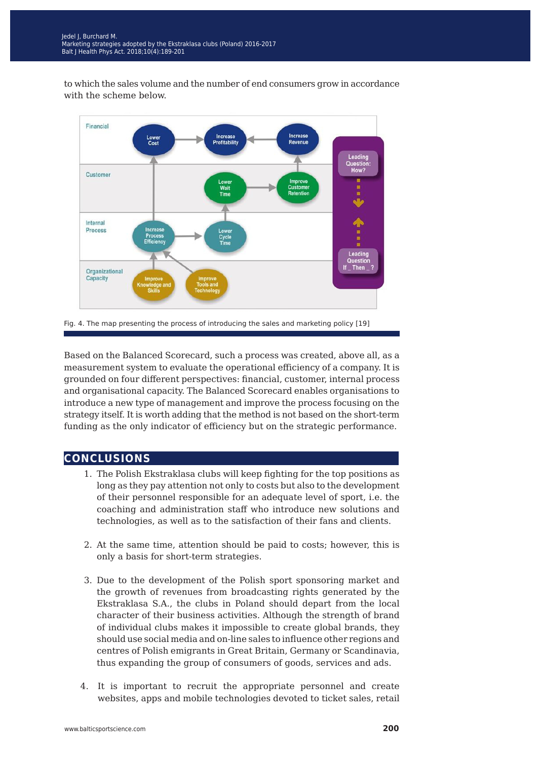to which the sales volume and the number of end consumers grow in accordance with the scheme below.

Fig. 4. The map presenting the process of introducing the sales and marketing policy [19]

Based on the Balanced Scorecard, such a process was created, above all, as a measurement system to evaluate the operational efficiency of a company. It is grounded on four different perspectives: financial, customer, internal process and organisational capacity. The Balanced Scorecard enables organisations to introduce a new type of management and improve the process focusing on the strategy itself. It is worth adding that the method is not based on the short-term funding as the only indicator of efficiency but on the strategic performance.

## CONCLUSIONS

1. The Polish Ekstraklasa clubs will keep fighting for the top positions as long as they pay attention not only to costs but also to the development of their personnel responsible for an adequate level of sport, i.e. the coaching and administration staff who introduce new solutions and technologies, as well as to the satisfaction of their fans and clients.

2. At the same time, attention should be paid to costs; however, this is only a basis for short-term strategies.

3. Due to the development of the Polish sport sponsoring market and the growth of revenues from broadcasting rights generated by the Ekstraklasa S.A., the clubs in Poland should depart from the local character of their business activities. Although the strength of brand of individual clubs makes it impossible to create global brands, they should use social media and on-line sales to influence other regions and centres of Polish emigrants in Great Britain, Germany or Scandinavia, thus expanding the group of consumers of goods, services and ads.

4. It is important to recruit the appropriate personnel and create websites, apps and mobile technologies devoted to ticket sales, retail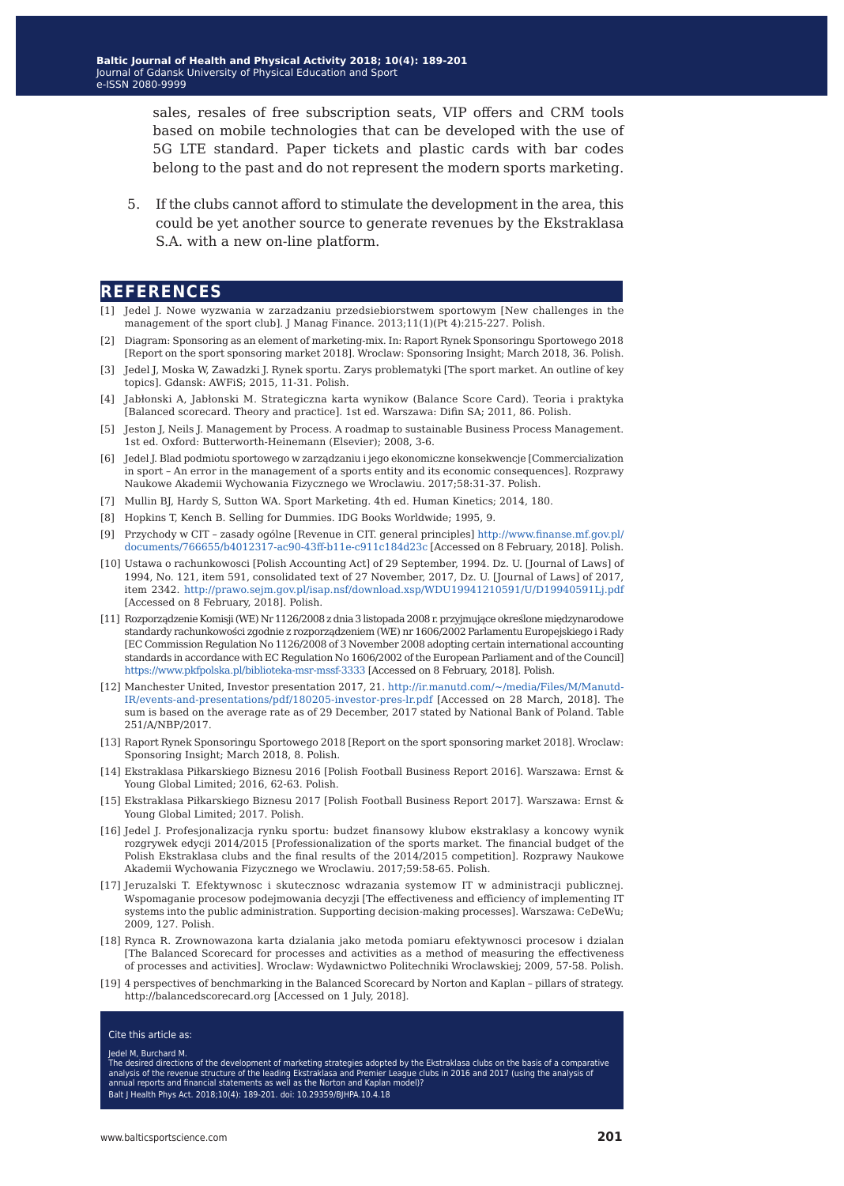sales, resales of free subscription seats, VIP offers and CRM tools based on mobile technologies that can be developed with the use of 5G LTE standard. Paper tickets and plastic cards with bar codes belong to the past and do not represent the modern sports marketing.

5. If the clubs cannot afford to stimulate the development in the area, this could be yet another source to generate revenues by the Ekstraklasa S.A. with a new on-line platform.

## REFERENCES

[1] Jedel J. Nowe wyzwania w zarzadzaniu przedsiebiorstwem sportowym [New challenges in the management of the sport club]. J Manag Finance. 2013;11(1)(Pt 4):215-227. Polish.

[2] Diagram: Sponsoring as an element of marketing-mix. In: Raport Rynek Sponsoringu Sportowego 2018 [Report on the sport sponsoring market 2018]. Wroclaw: Sponsoring Insight; March 2018, 36. Polish.

[3] Jedel J, Moska W, Zawadzki J. Rynek sportu. Zarys problematyki [The sport market. An outline of key topics]. Gdansk: AWFiS; 2015, 11-31. Polish.

[4] Jabłonski A, Jabłonski M. Strategiczna karta wynikow (Balance Score Card). Teoria i praktyka [Balanced scorecard. Theory and practice]. 1st ed. Warszawa: Difin SA; 2011, 86. Polish.

[5] Jeston J, Neils J. Management by Process. A roadmap to sustainable Business Process Management. 1st ed. Oxford: Butterworth-Heinemann (Elsevier); 2008, 3-6.

[6] Jedel J. Blad podmiotu sportowego w zarządzaniu i jego ekonomiczne konsekwencje [Commercialization in sport – An error in the management of a sports entity and its economic consequences]. Rozprawy Naukowe Akademii Wychowania Fizycznego we Wroclawiu. 2017;58:31-37. Polish.

[7] Mullin BJ, Hardy S, Sutton WA. Sport Marketing. 4th ed. Human Kinetics; 2014, 180.

[8] Hopkins T, Kench B. Selling for Dummies. IDG Books Worldwide; 1995, 9.

[9] Przychody w CIT – zasady ogólne [Revenue in CIT. general principles] http://www.finanse.mf.gov.pl/documents/766655/b4012317-ac90-43ff-b11e-c911c184d23c [Accessed on 8 February, 2018]. Polish.

[10] Ustawa o rachunkowosci [Polish Accounting Act] of 29 September, 1994. Dz. U. [Journal of Laws] of 1994, No. 121, item 591, consolidated text of 27 November, 2017, Dz. U. [Journal of Laws] of 2017, item 2342. http://prawo.sejm.gov.pl/isap.nsf/download.xsp/WDU19941210591/U/D19940591Lj.pdf [Accessed on 8 February, 2018]. Polish.

[11] Rozporządzenie Komisji (WE) Nr 1126/2008 z dnia 3 listopada 2008 r. przyjmujące określone międzynarodowe standardy rachunkowości zgodnie z rozporządzeniem (WE) nr 1606/2002 Parlamentu Europejskiego i Rady [EC Commission Regulation No 1126/2008 of 3 November 2008 adopting certain international accounting standards in accordance with EC Regulation No 1606/2002 of the European Parliament and of the Council] https://www.pkfpolska.pl/biblioteka-msr-mssf-3333 [Accessed on 8 February, 2018]. Polish.

[12] Manchester United, Investor presentation 2017, 21. http://ir.manutd.com/~/media/Files/M/Manutd-IR/events-and-presentations/pdf/180205-investor-pres-lr.pdf [Accessed on 28 March, 2018]. The sum is based on the average rate as of 29 December, 2017 stated by National Bank of Poland. Table 251/A/NBP/2017.

[13] Raport Rynek Sponsoringu Sportowego 2018 [Report on the sport sponsoring market 2018]. Wroclaw: Sponsoring Insight; March 2018, 8. Polish.

[14] Ekstraklasa Piłkarskiego Biznesu 2016 [Polish Football Business Report 2016]. Warszawa: Ernst & Young Global Limited; 2016, 62-63. Polish.

[15] Ekstraklasa Piłkarskiego Biznesu 2017 [Polish Football Business Report 2017]. Warszawa: Ernst & Young Global Limited; 2017. Polish.

[16] Jedel J. Profesjonalizacja rynku sportu: budzet finansowy klubow ekstraklasy a koncowy wynik rozgrywek edycji 2014/2015 [Professionalization of the sports market. The financial budget of the Polish Ekstraklasa clubs and the final results of the 2014/2015 competition]. Rozprawy Naukowe Akademii Wychowania Fizycznego we Wroclawiu. 2017;59:58-65. Polish.

[17] Jeruzalski T. Efektywnosc i skutecznosc wdrazania systemow IT w administracji publicznej. Wspomaganie procesow podejmowania decyzji [The effectiveness and efficiency of implementing IT systems into the public administration. Supporting decision-making processes]. Warszawa: CeDeWu; 2009, 127. Polish.

[18] Rynca R. Zrownowazona karta dzialania jako metoda pomiaru efektywnosci procesow i dzialan [The Balanced Scorecard for processes and activities as a method of measuring the effectiveness of processes and activities]. Wroclaw: Wydawnictwo Politechniki Wroclawskiej; 2009, 57-58. Polish.

[19] 4 perspectives of benchmarking in the Balanced Scorecard by Norton and Kaplan – pillars of strategy. http://balancedscorecard.org [Accessed on 1 July, 2018].

Cite this article as:

Jedel M, Burchard M.
The desired directions of the development of marketing strategies adopted by the Ekstraklasa clubs on the basis of a comparative analysis of the revenue structure of the leading Ekstraklasa and Premier League clubs in 2016 and 2017 (using the analysis of annual reports and financial statements as well as the Norton and Kaplan model)?
Balt J Health Phys Act. 2018;10(4): 189-201. doi: 10.29359/BJHPA.10.4.18